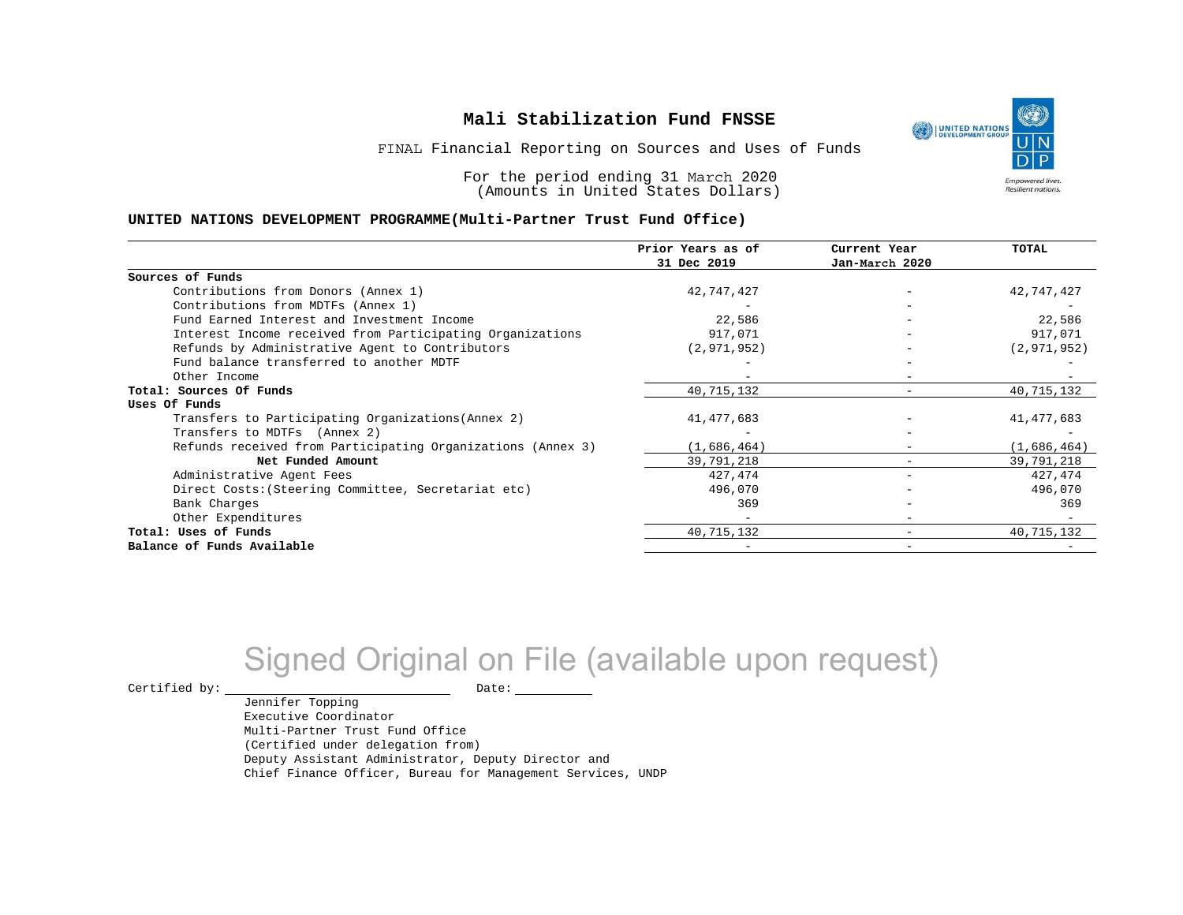# Mali Stabilization Fund FNSSE

FINAL Financial Reporting on Sources and Uses of Funds

For the period ending 31 March 2020
(Amounts in United States Dollars)

**UNITED NATIONS DEVELOPMENT PROGRAMME(Multi-Partner Trust Fund Office)**

| | Prior Years as of 31 Dec 2019 | Current Year Jan-March 2020 | TOTAL |
|---|---|---|---|
| **Sources of Funds** | | | |
| Contributions from Donors (Annex 1) | 42,747,427 | - | 42,747,427 |
| Contributions from MDTFs (Annex 1) | - | - | - |
| Fund Earned Interest and Investment Income | 22,586 | - | 22,586 |
| Interest Income received from Participating Organizations | 917,071 | - | 917,071 |
| Refunds by Administrative Agent to Contributors | (2,971,952) | - | (2,971,952) |
| Fund balance transferred to another MDTF | - | - | - |
| Other Income | - | - | - |
| **Total: Sources Of Funds** | 40,715,132 | - | 40,715,132 |
| **Uses Of Funds** | | | |
| Transfers to Participating Organizations(Annex 2) | 41,477,683 | - | 41,477,683 |
| Transfers to MDTFs (Annex 2) | - | - | - |
| Refunds received from Participating Organizations (Annex 3) | (1,686,464) | - | (1,686,464) |
| **Net Funded Amount** | 39,791,218 | - | 39,791,218 |
| Administrative Agent Fees | 427,474 | - | 427,474 |
| Direct Costs:(Steering Committee, Secretariat etc) | 496,070 | - | 496,070 |
| Bank Charges | 369 | - | 369 |
| Other Expenditures | - | - | - |
| **Total: Uses of Funds** | 40,715,132 | - | 40,715,132 |
| **Balance of Funds Available** | - | - | - |

Signed Original on File (available upon request)

Certified by: ______________________ Date: __________

Jennifer Topping
Executive Coordinator
Multi-Partner Trust Fund Office
(Certified under delegation from)
Deputy Assistant Administrator, Deputy Director and
Chief Finance Officer, Bureau for Management Services, UNDP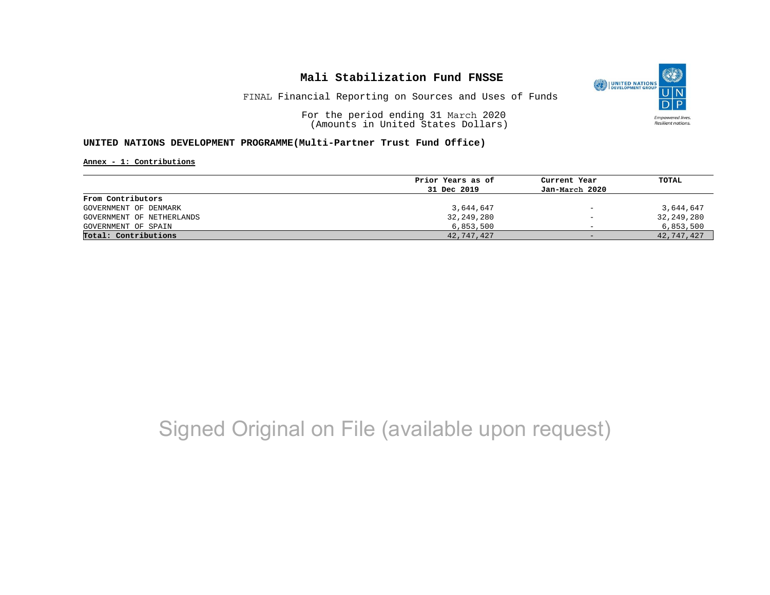# Mali Stabilization Fund FNSSE

FINAL Financial Reporting on Sources and Uses of Funds

For the period ending 31 March 2020
(Amounts in United States Dollars)

**UNITED NATIONS DEVELOPMENT PROGRAMME(Multi-Partner Trust Fund Office)**

**Annex - 1: Contributions**

| | Prior Years as of 31 Dec 2019 | Current Year Jan-March 2020 | TOTAL |
|---|---|---|---|
| **From Contributors** | | | |
| GOVERNMENT OF DENMARK | 3,644,647 | - | 3,644,647 |
| GOVERNMENT OF NETHERLANDS | 32,249,280 | - | 32,249,280 |
| GOVERNMENT OF SPAIN | 6,853,500 | - | 6,853,500 |
| **Total: Contributions** | 42,747,427 | - | 42,747,427 |

Signed Original on File (available upon request)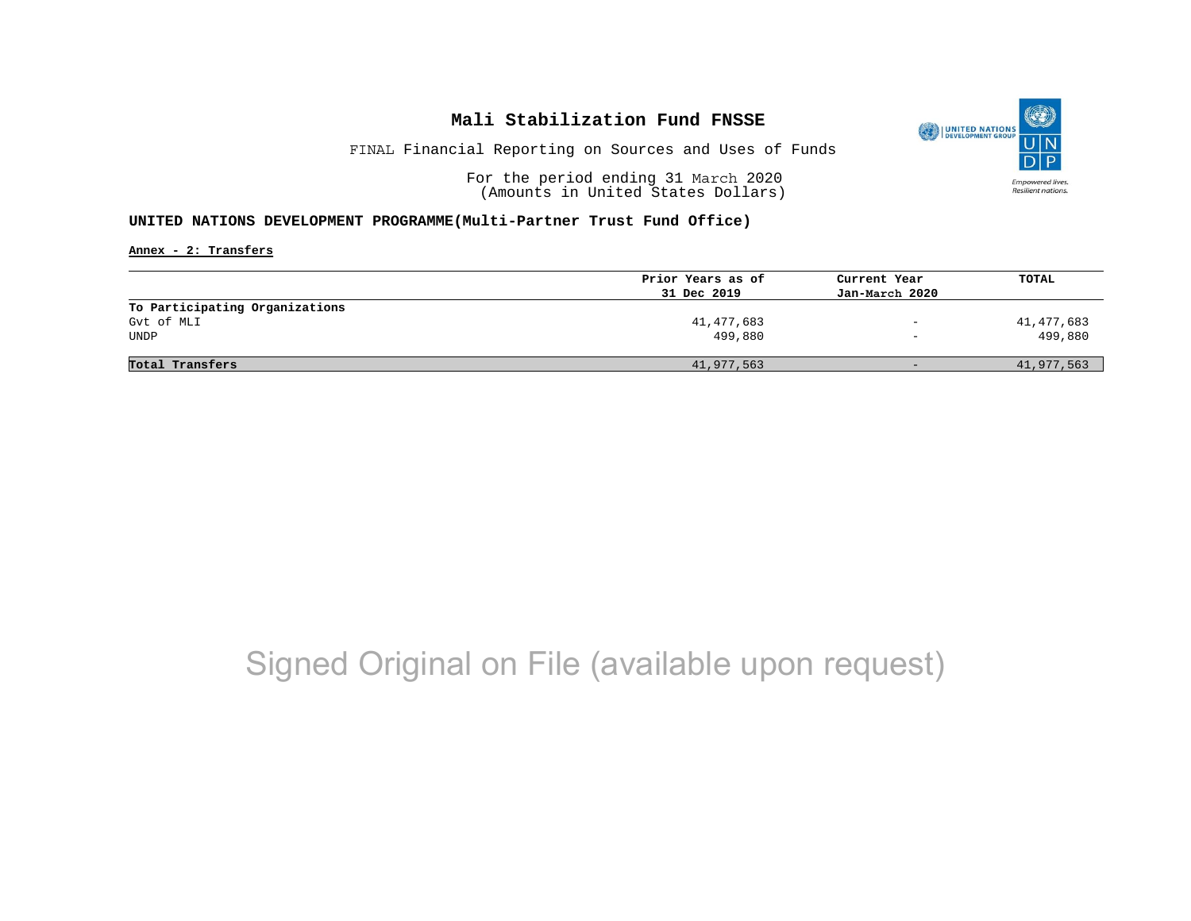# Mali Stabilization Fund FNSSE

FINAL Financial Reporting on Sources and Uses of Funds

For the period ending 31 March 2020
(Amounts in United States Dollars)

**UNITED NATIONS DEVELOPMENT PROGRAMME(Multi-Partner Trust Fund Office)**

**Annex - 2: Transfers**

| | Prior Years as of 31 Dec 2019 | Current Year Jan-March 2020 | TOTAL |
|---|---|---|---|
| **To Participating Organizations** | | | |
| Gvt of MLI | 41,477,683 | - | 41,477,683 |
| UNDP | 499,880 | - | 499,880 |
| **Total Transfers** | 41,977,563 | - | 41,977,563 |

Signed Original on File (available upon request)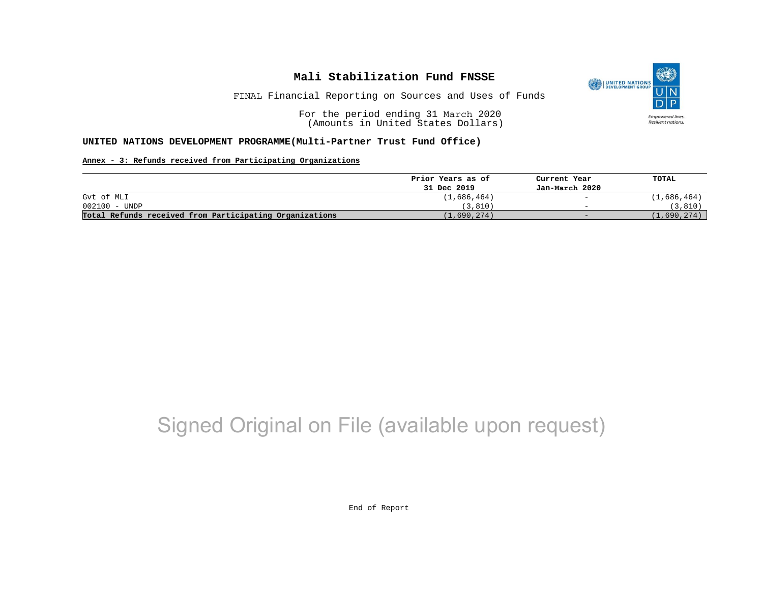# Mali Stabilization Fund FNSSE

FINAL Financial Reporting on Sources and Uses of Funds

For the period ending 31 March 2020
(Amounts in United States Dollars)

**UNITED NATIONS DEVELOPMENT PROGRAMME(Multi-Partner Trust Fund Office)**

**Annex - 3: Refunds received from Participating Organizations**

| | Prior Years as of 31 Dec 2019 | Current Year Jan-March 2020 | TOTAL |
|---|---|---|---|
| Gvt of MLI | (1,686,464) | - | (1,686,464) |
| 002100 - UNDP | (3,810) | - | (3,810) |
| **Total Refunds received from Participating Organizations** | (1,690,274) | - | (1,690,274) |

Signed Original on File (available upon request)

End of Report